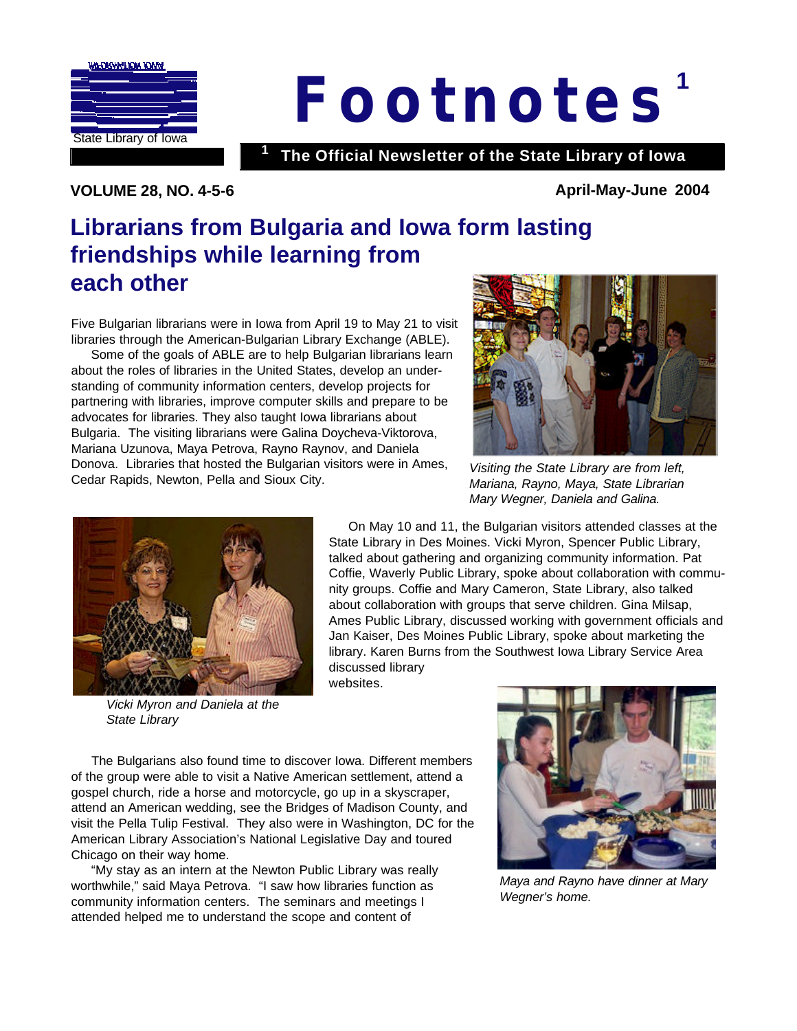State Library of Iowa

# Footnotes [1]

[1] The Official Newsletter of the State Library of Iowa

**VOLUME 28, NO. 4-5-6** **April-May-June 2004**

## Librarians from Bulgaria and Iowa form lasting friendships while learning from each other

Five Bulgarian librarians were in Iowa from April 19 to May 21 to visit libraries through the American-Bulgarian Library Exchange (ABLE).

Some of the goals of ABLE are to help Bulgarian librarians learn about the roles of libraries in the United States, develop an understanding of community information centers, develop projects for partnering with libraries, improve computer skills and prepare to be advocates for libraries. They also taught Iowa librarians about Bulgaria. The visiting librarians were Galina Doycheva-Viktorova, Mariana Uzunova, Maya Petrova, Rayno Raynov, and Daniela Donova. Libraries that hosted the Bulgarian visitors were in Ames, Cedar Rapids, Newton, Pella and Sioux City.

*Visiting the State Library are from left, Mariana, Rayno, Maya, State Librarian Mary Wegner, Daniela and Galina.*

On May 10 and 11, the Bulgarian visitors attended classes at the State Library in Des Moines. Vicki Myron, Spencer Public Library, talked about gathering and organizing community information. Pat Coffie, Waverly Public Library, spoke about collaboration with community groups. Coffie and Mary Cameron, State Library, also talked about collaboration with groups that serve children. Gina Milsap, Ames Public Library, discussed working with government officials and Jan Kaiser, Des Moines Public Library, spoke about marketing the library. Karen Burns from the Southwest Iowa Library Service Area discussed library websites.

*Vicki Myron and Daniela at the State Library*

The Bulgarians also found time to discover Iowa. Different members of the group were able to visit a Native American settlement, attend a gospel church, ride a horse and motorcycle, go up in a skyscraper, attend an American wedding, see the Bridges of Madison County, and visit the Pella Tulip Festival. They also were in Washington, DC for the American Library Association's National Legislative Day and toured Chicago on their way home.

"My stay as an intern at the Newton Public Library was really worthwhile," said Maya Petrova. "I saw how libraries function as community information centers. The seminars and meetings I attended helped me to understand the scope and content of

*Maya and Rayno have dinner at Mary Wegner's home.*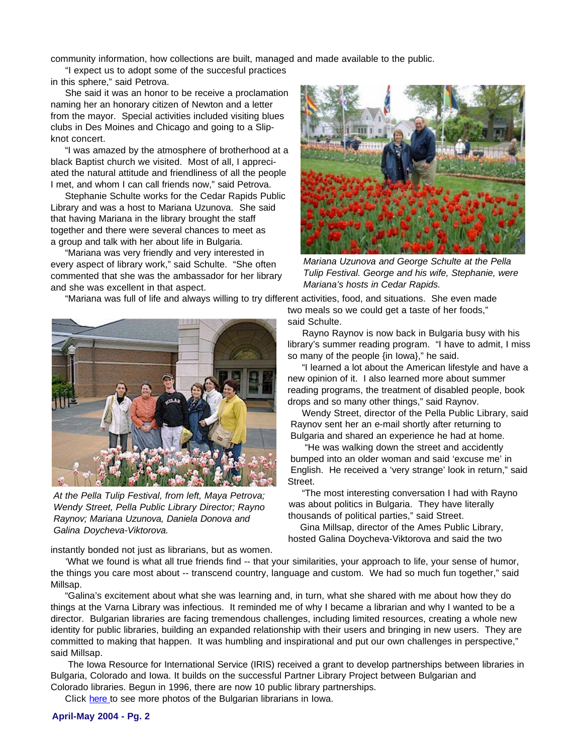community information, how collections are built, managed and made available to the public.

"I expect us to adopt some of the succesful practices in this sphere," said Petrova.

She said it was an honor to be receive a proclamation naming her an honorary citizen of Newton and a letter from the mayor. Special activities included visiting blues clubs in Des Moines and Chicago and going to a Slipknot concert.

"I was amazed by the atmosphere of brotherhood at a black Baptist church we visited. Most of all, I appreciated the natural attitude and friendliness of all the people I met, and whom I can call friends now," said Petrova.

Stephanie Schulte works for the Cedar Rapids Public Library and was a host to Mariana Uzunova. She said that having Mariana in the library brought the staff together and there were several chances to meet as a group and talk with her about life in Bulgaria.

"Mariana was very friendly and very interested in every aspect of library work," said Schulte. "She often commented that she was the ambassador for her library and she was excellent in that aspect.

*Mariana Uzunova and George Schulte at the Pella Tulip Festival. George and his wife, Stephanie, were Mariana's hosts in Cedar Rapids.*

"Mariana was full of life and always willing to try different activities, food, and situations. She even made two meals so we could get a taste of her foods," said Schulte.

*At the Pella Tulip Festival, from left, Maya Petrova; Wendy Street, Pella Public Library Director; Rayno Raynov; Mariana Uzunova, Daniela Donova and Galina Doycheva-Viktorova.*

Rayno Raynov is now back in Bulgaria busy with his library's summer reading program. "I have to admit, I miss so many of the people {in Iowa}," he said.

"I learned a lot about the American lifestyle and have a new opinion of it. I also learned more about summer reading programs, the treatment of disabled people, book drops and so many other things," said Raynov.

Wendy Street, director of the Pella Public Library, said Raynov sent her an e-mail shortly after returning to Bulgaria and shared an experience he had at home.

"He was walking down the street and accidently bumped into an older woman and said 'excuse me' in English. He received a 'very strange' look in return," said Street.

"The most interesting conversation I had with Rayno was about politics in Bulgaria. They have literally thousands of political parties," said Street.

Gina Millsap, director of the Ames Public Library, hosted Galina Doycheva-Viktorova and said the two instantly bonded not just as librarians, but as women.

'What we found is what all true friends find -- that your similarities, your approach to life, your sense of humor, the things you care most about -- transcend country, language and custom. We had so much fun together," said Millsap.

"Galina's excitement about what she was learning and, in turn, what she shared with me about how they do things at the Varna Library was infectious. It reminded me of why I became a librarian and why I wanted to be a director. Bulgarian libraries are facing tremendous challenges, including limited resources, creating a whole new identity for public libraries, building an expanded relationship with their users and bringing in new users. They are committed to making that happen. It was humbling and inspirational and put our own challenges in perspective," said Millsap.

The Iowa Resource for International Service (IRIS) received a grant to develop partnerships between libraries in Bulgaria, Colorado and Iowa. It builds on the successful Partner Library Project between Bulgarian and Colorado libraries. Begun in 1996, there are now 10 public library partnerships.

Click here to see more photos of the Bulgarian librarians in Iowa.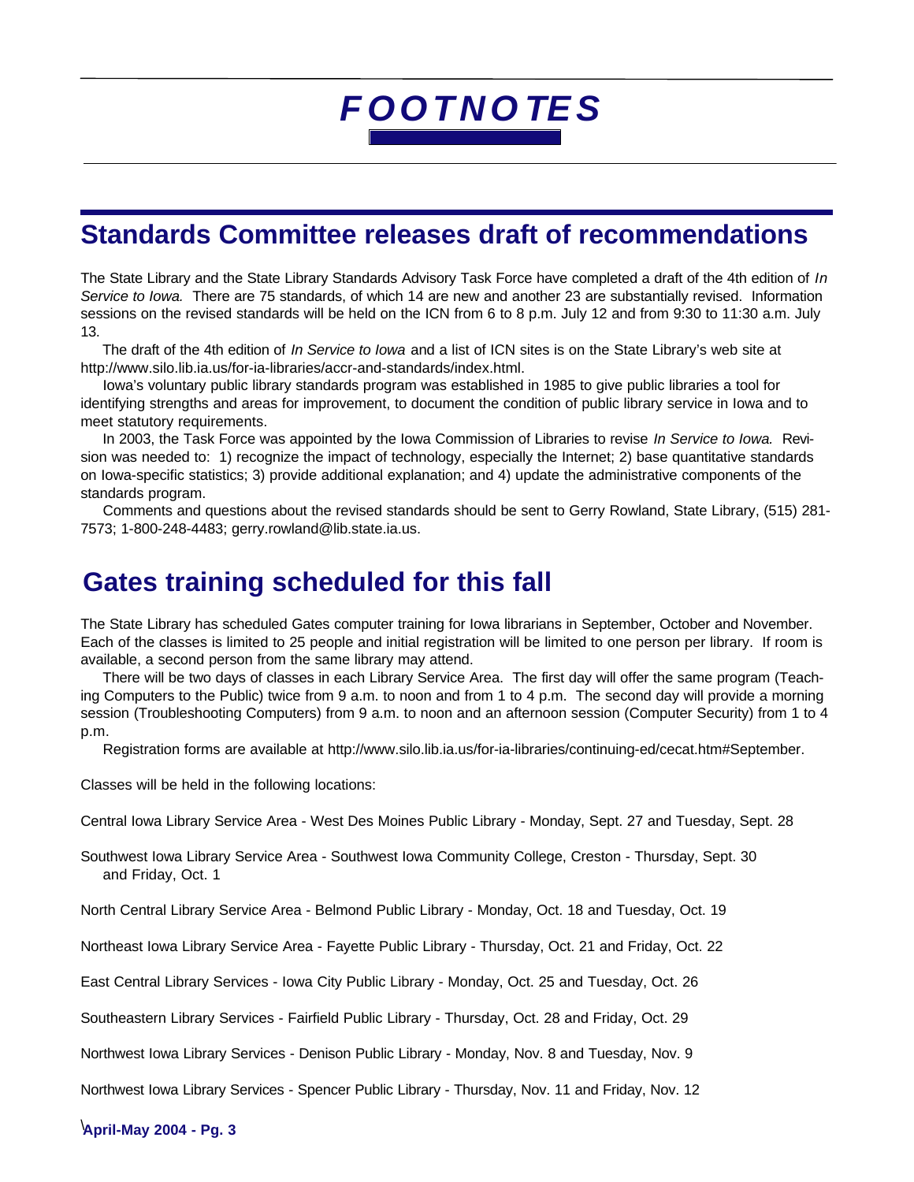# FOOTNOTES

## Standards Committee releases draft of recommendations

The State Library and the State Library Standards Advisory Task Force have completed a draft of the 4th edition of *In Service to Iowa.* There are 75 standards, of which 14 are new and another 23 are substantially revised. Information sessions on the revised standards will be held on the ICN from 6 to 8 p.m. July 12 and from 9:30 to 11:30 a.m. July 13.

The draft of the 4th edition of *In Service to Iowa* and a list of ICN sites is on the State Library's web site at http://www.silo.lib.ia.us/for-ia-libraries/accr-and-standards/index.html.

Iowa's voluntary public library standards program was established in 1985 to give public libraries a tool for identifying strengths and areas for improvement, to document the condition of public library service in Iowa and to meet statutory requirements.

In 2003, the Task Force was appointed by the Iowa Commission of Libraries to revise *In Service to Iowa.* Revision was needed to: 1) recognize the impact of technology, especially the Internet; 2) base quantitative standards on Iowa-specific statistics; 3) provide additional explanation; and 4) update the administrative components of the standards program.

Comments and questions about the revised standards should be sent to Gerry Rowland, State Library, (515) 281-7573; 1-800-248-4483; gerry.rowland@lib.state.ia.us.

## Gates training scheduled for this fall

The State Library has scheduled Gates computer training for Iowa librarians in September, October and November. Each of the classes is limited to 25 people and initial registration will be limited to one person per library. If room is available, a second person from the same library may attend.

There will be two days of classes in each Library Service Area. The first day will offer the same program (Teaching Computers to the Public) twice from 9 a.m. to noon and from 1 to 4 p.m. The second day will provide a morning session (Troubleshooting Computers) from 9 a.m. to noon and an afternoon session (Computer Security) from 1 to 4 p.m.

Registration forms are available at http://www.silo.lib.ia.us/for-ia-libraries/continuing-ed/cecat.htm#September.

Classes will be held in the following locations:

Central Iowa Library Service Area - West Des Moines Public Library - Monday, Sept. 27 and Tuesday, Sept. 28

Southwest Iowa Library Service Area - Southwest Iowa Community College, Creston - Thursday, Sept. 30 and Friday, Oct. 1

North Central Library Service Area - Belmond Public Library - Monday, Oct. 18 and Tuesday, Oct. 19

Northeast Iowa Library Service Area - Fayette Public Library - Thursday, Oct. 21 and Friday, Oct. 22

East Central Library Services - Iowa City Public Library - Monday, Oct. 25 and Tuesday, Oct. 26

Southeastern Library Services - Fairfield Public Library - Thursday, Oct. 28 and Friday, Oct. 29

Northwest Iowa Library Services - Denison Public Library - Monday, Nov. 8 and Tuesday, Nov. 9

Northwest Iowa Library Services - Spencer Public Library - Thursday, Nov. 11 and Friday, Nov. 12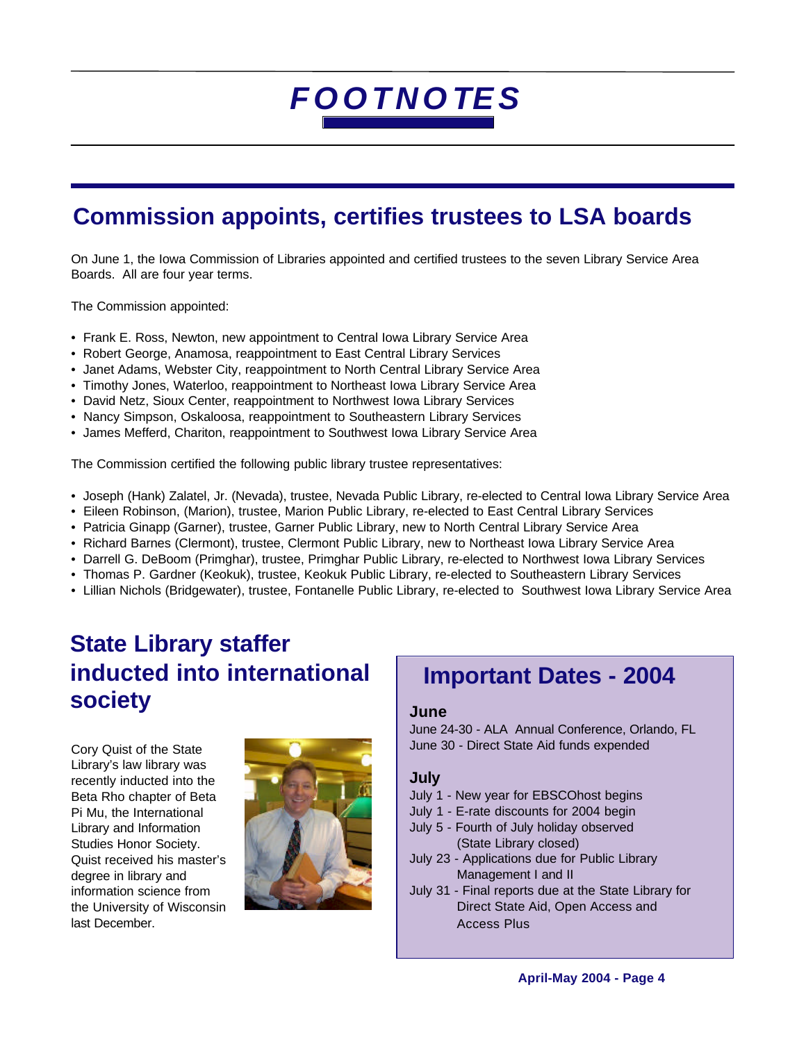# FOOTNOTES

## Commission appoints, certifies trustees to LSA boards

On June 1, the Iowa Commission of Libraries appointed and certified trustees to the seven Library Service Area Boards. All are four year terms.

The Commission appointed:

- Frank E. Ross, Newton, new appointment to Central Iowa Library Service Area
- Robert George, Anamosa, reappointment to East Central Library Services
- Janet Adams, Webster City, reappointment to North Central Library Service Area
- Timothy Jones, Waterloo, reappointment to Northeast Iowa Library Service Area
- David Netz, Sioux Center, reappointment to Northwest Iowa Library Services
- Nancy Simpson, Oskaloosa, reappointment to Southeastern Library Services
- James Mefferd, Chariton, reappointment to Southwest Iowa Library Service Area

The Commission certified the following public library trustee representatives:

- Joseph (Hank) Zalatel, Jr. (Nevada), trustee, Nevada Public Library, re-elected to Central Iowa Library Service Area
- Eileen Robinson, (Marion), trustee, Marion Public Library, re-elected to East Central Library Services
- Patricia Ginapp (Garner), trustee, Garner Public Library, new to North Central Library Service Area
- Richard Barnes (Clermont), trustee, Clermont Public Library, new to Northeast Iowa Library Service Area
- Darrell G. DeBoom (Primghar), trustee, Primghar Public Library, re-elected to Northwest Iowa Library Services
- Thomas P. Gardner (Keokuk), trustee, Keokuk Public Library, re-elected to Southeastern Library Services
- Lillian Nichols (Bridgewater), trustee, Fontanelle Public Library, re-elected to Southwest Iowa Library Service Area

## State Library staffer inducted into international society

Cory Quist of the State Library's law library was recently inducted into the Beta Rho chapter of Beta Pi Mu, the International Library and Information Studies Honor Society. Quist received his master's degree in library and information science from the University of Wisconsin last December.

## Important Dates - 2004

### June

June 24-30 - ALA Annual Conference, Orlando, FL
June 30 - Direct State Aid funds expended

### July

July 1 - New year for EBSCOhost begins
July 1 - E-rate discounts for 2004 begin
July 5 - Fourth of July holiday observed (State Library closed)
July 23 - Applications due for Public Library Management I and II
July 31 - Final reports due at the State Library for Direct State Aid, Open Access and Access Plus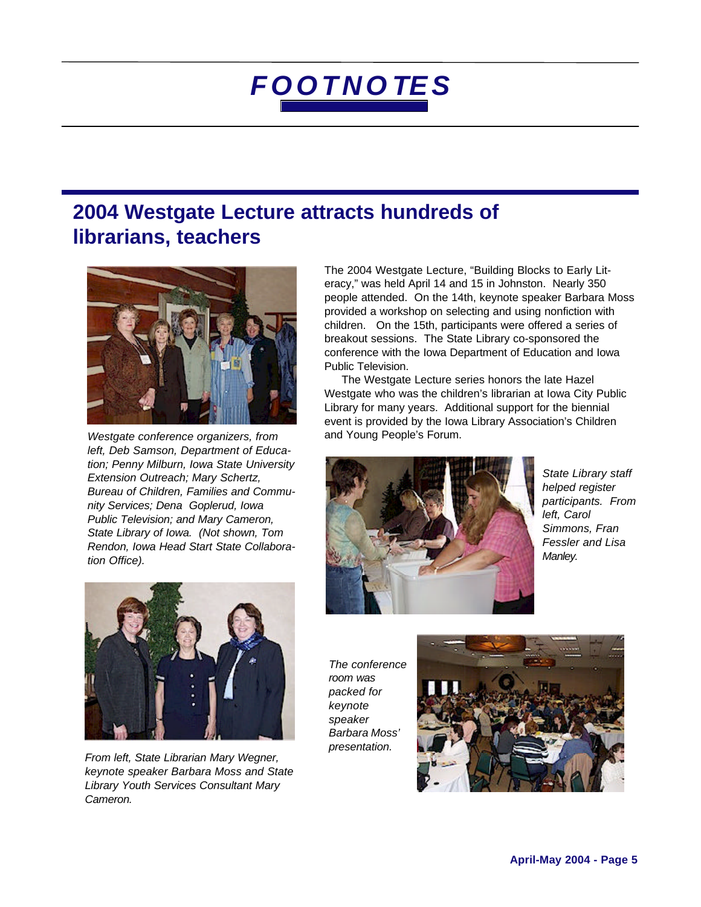# FOOTNOTES

## 2004 Westgate Lecture attracts hundreds of librarians, teachers

The 2004 Westgate Lecture, "Building Blocks to Early Literacy," was held April 14 and 15 in Johnston. Nearly 350 people attended. On the 14th, keynote speaker Barbara Moss provided a workshop on selecting and using nonfiction with children. On the 15th, participants were offered a series of breakout sessions. The State Library co-sponsored the conference with the Iowa Department of Education and Iowa Public Television.

The Westgate Lecture series honors the late Hazel Westgate who was the children's librarian at Iowa City Public Library for many years. Additional support for the biennial event is provided by the Iowa Library Association's Children and Young People's Forum.

*Westgate conference organizers, from left, Deb Samson, Department of Education; Penny Milburn, Iowa State University Extension Outreach; Mary Schertz, Bureau of Children, Families and Community Services; Dena Goplerud, Iowa Public Television; and Mary Cameron, State Library of Iowa. (Not shown, Tom Rendon, Iowa Head Start State Collaboration Office).*

*State Library staff helped register participants. From left, Carol Simmons, Fran Fessler and Lisa Manley.*

*From left, State Librarian Mary Wegner, keynote speaker Barbara Moss and State Library Youth Services Consultant Mary Cameron.*

*The conference room was packed for keynote speaker Barbara Moss' presentation.*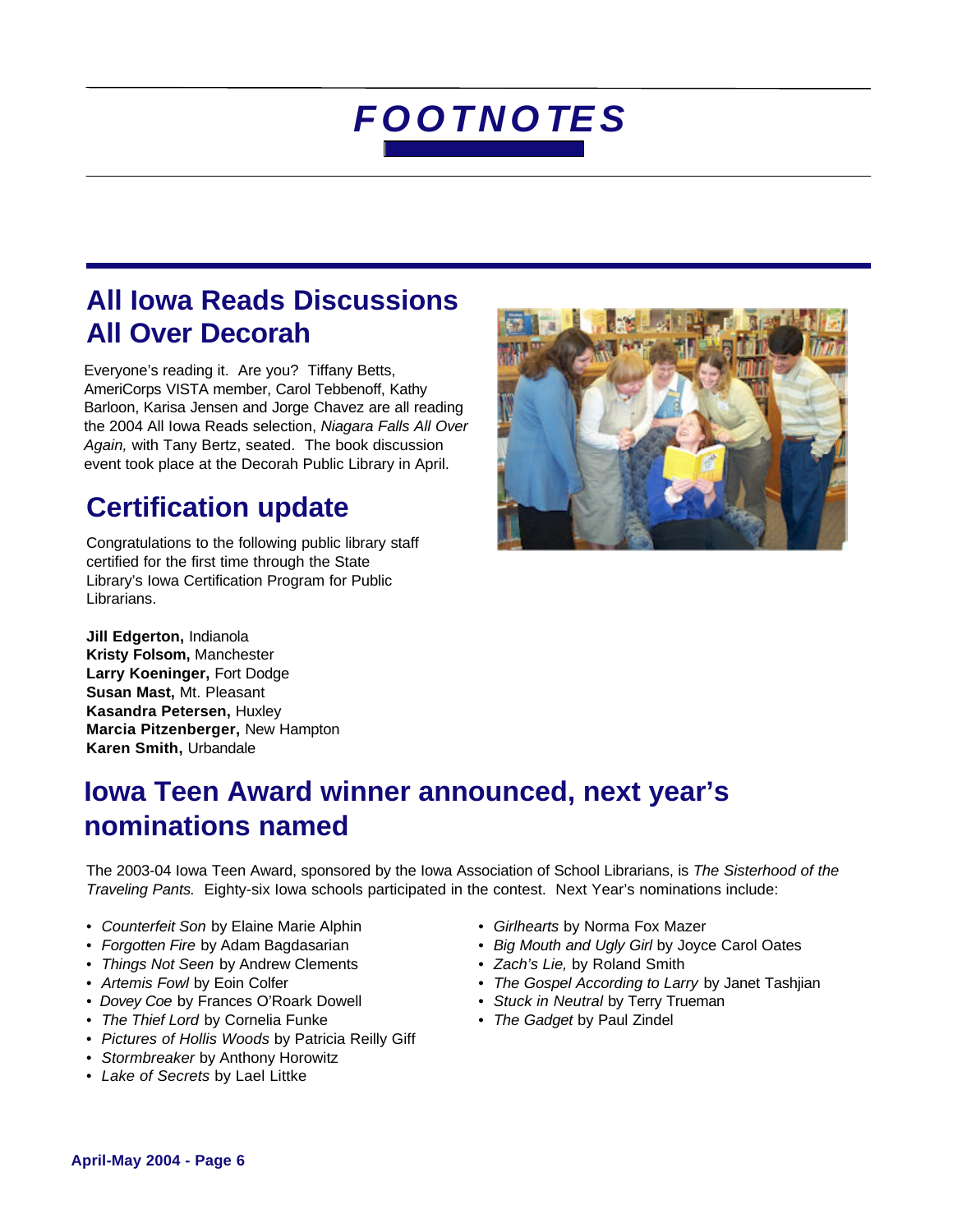# FOOTNOTES

## All Iowa Reads Discussions All Over Decorah

Everyone's reading it. Are you? Tiffany Betts, AmeriCorps VISTA member, Carol Tebbenoff, Kathy Barloon, Karisa Jensen and Jorge Chavez are all reading the 2004 All Iowa Reads selection, *Niagara Falls All Over Again,* with Tany Bertz, seated. The book discussion event took place at the Decorah Public Library in April.

## Certification update

Congratulations to the following public library staff certified for the first time through the State Library's Iowa Certification Program for Public Librarians.

**Jill Edgerton,** Indianola
**Kristy Folsom,** Manchester
**Larry Koeninger,** Fort Dodge
**Susan Mast,** Mt. Pleasant
**Kasandra Petersen,** Huxley
**Marcia Pitzenberger,** New Hampton
**Karen Smith,** Urbandale

## Iowa Teen Award winner announced, next year's nominations named

The 2003-04 Iowa Teen Award, sponsored by the Iowa Association of School Librarians, is *The Sisterhood of the Traveling Pants.* Eighty-six Iowa schools participated in the contest. Next Year's nominations include:

- *Counterfeit Son* by Elaine Marie Alphin
- *Forgotten Fire* by Adam Bagdasarian
- *Things Not Seen* by Andrew Clements
- *Artemis Fowl* by Eoin Colfer
- *Dovey Coe* by Frances O'Roark Dowell
- *The Thief Lord* by Cornelia Funke
- *Pictures of Hollis Woods* by Patricia Reilly Giff
- *Stormbreaker* by Anthony Horowitz
- *Lake of Secrets* by Lael Littke
- *Girlhearts* by Norma Fox Mazer
- *Big Mouth and Ugly Girl* by Joyce Carol Oates
- *Zach's Lie,* by Roland Smith
- *The Gospel According to Larry* by Janet Tashjian
- *Stuck in Neutral* by Terry Trueman
- *The Gadget* by Paul Zindel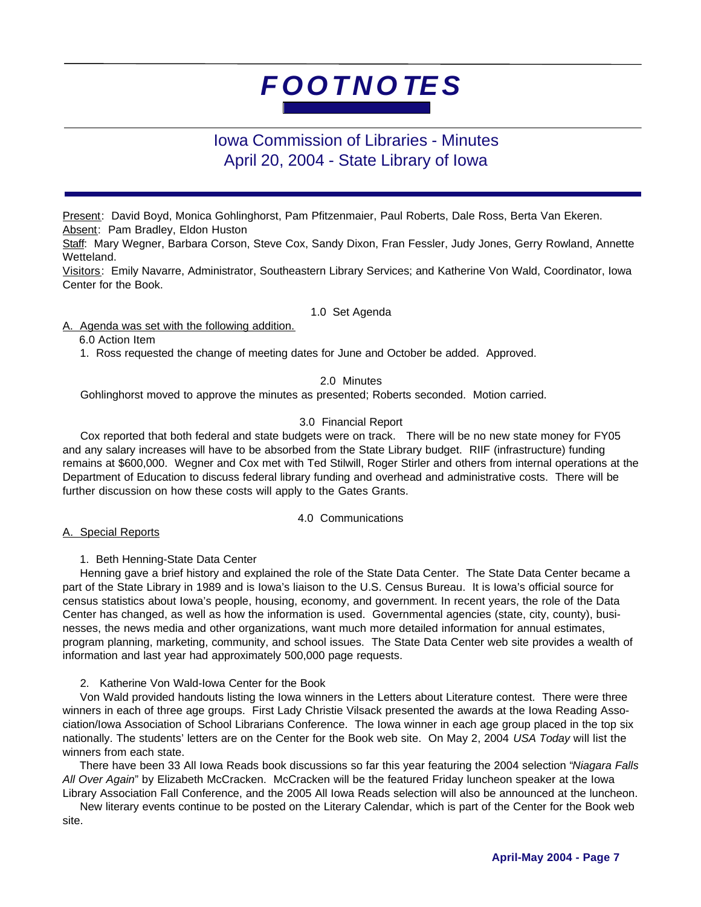# FOOTNOTES

## Iowa Commission of Libraries - Minutes
## April 20, 2004 - State Library of Iowa

Present: David Boyd, Monica Gohlinghorst, Pam Pfitzenmaier, Paul Roberts, Dale Ross, Berta Van Ekeren.
Absent: Pam Bradley, Eldon Huston
Staff: Mary Wegner, Barbara Corson, Steve Cox, Sandy Dixon, Fran Fessler, Judy Jones, Gerry Rowland, Annette Wetteland.
Visitors: Emily Navarre, Administrator, Southeastern Library Services; and Katherine Von Wald, Coordinator, Iowa Center for the Book.

### 1.0 Set Agenda

A. Agenda was set with the following addition.

6.0 Action Item

1. Ross requested the change of meeting dates for June and October be added. Approved.

### 2.0 Minutes

Gohlinghorst moved to approve the minutes as presented; Roberts seconded. Motion carried.

### 3.0 Financial Report

Cox reported that both federal and state budgets were on track. There will be no new state money for FY05 and any salary increases will have to be absorbed from the State Library budget. RIIF (infrastructure) funding remains at $600,000. Wegner and Cox met with Ted Stilwill, Roger Stirler and others from internal operations at the Department of Education to discuss federal library funding and overhead and administrative costs. There will be further discussion on how these costs will apply to the Gates Grants.

### 4.0 Communications

A. Special Reports

1. Beth Henning-State Data Center

Henning gave a brief history and explained the role of the State Data Center. The State Data Center became a part of the State Library in 1989 and is Iowa's liaison to the U.S. Census Bureau. It is Iowa's official source for census statistics about Iowa's people, housing, economy, and government. In recent years, the role of the Data Center has changed, as well as how the information is used. Governmental agencies (state, city, county), businesses, the news media and other organizations, want much more detailed information for annual estimates, program planning, marketing, community, and school issues. The State Data Center web site provides a wealth of information and last year had approximately 500,000 page requests.

2. Katherine Von Wald-Iowa Center for the Book

Von Wald provided handouts listing the Iowa winners in the Letters about Literature contest. There were three winners in each of three age groups. First Lady Christie Vilsack presented the awards at the Iowa Reading Association/Iowa Association of School Librarians Conference. The Iowa winner in each age group placed in the top six nationally. The students' letters are on the Center for the Book web site. On May 2, 2004 *USA Today* will list the winners from each state.

There have been 33 All Iowa Reads book discussions so far this year featuring the 2004 selection "*Niagara Falls All Over Again*" by Elizabeth McCracken. McCracken will be the featured Friday luncheon speaker at the Iowa Library Association Fall Conference, and the 2005 All Iowa Reads selection will also be announced at the luncheon.

New literary events continue to be posted on the Literary Calendar, which is part of the Center for the Book web site.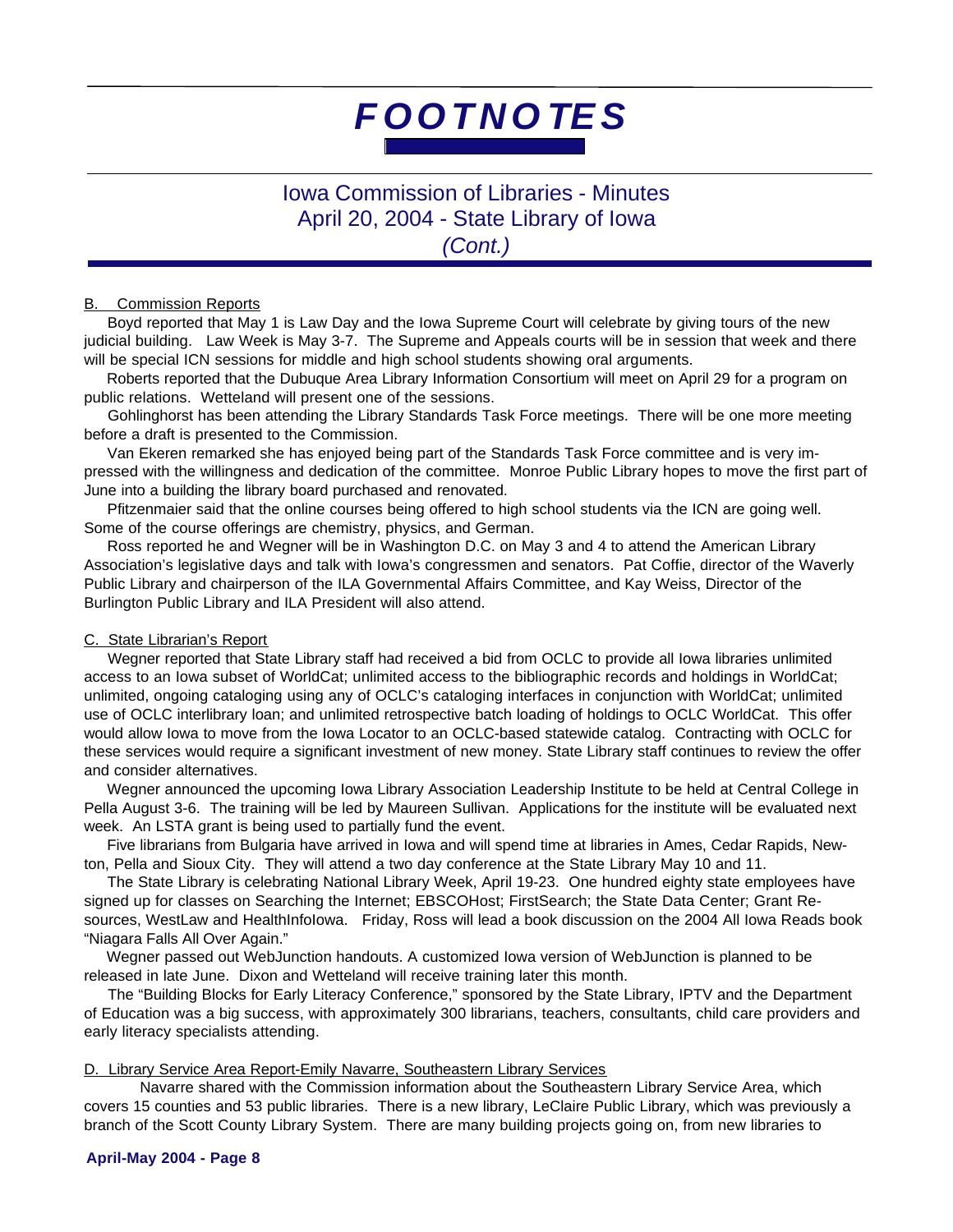# FOOTNOTES

## Iowa Commission of Libraries - Minutes
## April 20, 2004 - State Library of Iowa
## *(Cont.)*

B. Commission Reports

Boyd reported that May 1 is Law Day and the Iowa Supreme Court will celebrate by giving tours of the new judicial building. Law Week is May 3-7. The Supreme and Appeals courts will be in session that week and there will be special ICN sessions for middle and high school students showing oral arguments.

Roberts reported that the Dubuque Area Library Information Consortium will meet on April 29 for a program on public relations. Wetteland will present one of the sessions.

Gohlinghorst has been attending the Library Standards Task Force meetings. There will be one more meeting before a draft is presented to the Commission.

Van Ekeren remarked she has enjoyed being part of the Standards Task Force committee and is very impressed with the willingness and dedication of the committee. Monroe Public Library hopes to move the first part of June into a building the library board purchased and renovated.

Pfitzenmaier said that the online courses being offered to high school students via the ICN are going well. Some of the course offerings are chemistry, physics, and German.

Ross reported he and Wegner will be in Washington D.C. on May 3 and 4 to attend the American Library Association's legislative days and talk with Iowa's congressmen and senators. Pat Coffie, director of the Waverly Public Library and chairperson of the ILA Governmental Affairs Committee, and Kay Weiss, Director of the Burlington Public Library and ILA President will also attend.

C. State Librarian's Report

Wegner reported that State Library staff had received a bid from OCLC to provide all Iowa libraries unlimited access to an Iowa subset of WorldCat; unlimited access to the bibliographic records and holdings in WorldCat; unlimited, ongoing cataloging using any of OCLC's cataloging interfaces in conjunction with WorldCat; unlimited use of OCLC interlibrary loan; and unlimited retrospective batch loading of holdings to OCLC WorldCat. This offer would allow Iowa to move from the Iowa Locator to an OCLC-based statewide catalog. Contracting with OCLC for these services would require a significant investment of new money. State Library staff continues to review the offer and consider alternatives.

Wegner announced the upcoming Iowa Library Association Leadership Institute to be held at Central College in Pella August 3-6. The training will be led by Maureen Sullivan. Applications for the institute will be evaluated next week. An LSTA grant is being used to partially fund the event.

Five librarians from Bulgaria have arrived in Iowa and will spend time at libraries in Ames, Cedar Rapids, Newton, Pella and Sioux City. They will attend a two day conference at the State Library May 10 and 11.

The State Library is celebrating National Library Week, April 19-23. One hundred eighty state employees have signed up for classes on Searching the Internet; EBSCOHost; FirstSearch; the State Data Center; Grant Resources, WestLaw and HealthInfoIowa. Friday, Ross will lead a book discussion on the 2004 All Iowa Reads book "Niagara Falls All Over Again."

Wegner passed out WebJunction handouts. A customized Iowa version of WebJunction is planned to be released in late June. Dixon and Wetteland will receive training later this month.

The "Building Blocks for Early Literacy Conference," sponsored by the State Library, IPTV and the Department of Education was a big success, with approximately 300 librarians, teachers, consultants, child care providers and early literacy specialists attending.

D. Library Service Area Report-Emily Navarre, Southeastern Library Services

Navarre shared with the Commission information about the Southeastern Library Service Area, which covers 15 counties and 53 public libraries. There is a new library, LeClaire Public Library, which was previously a branch of the Scott County Library System. There are many building projects going on, from new libraries to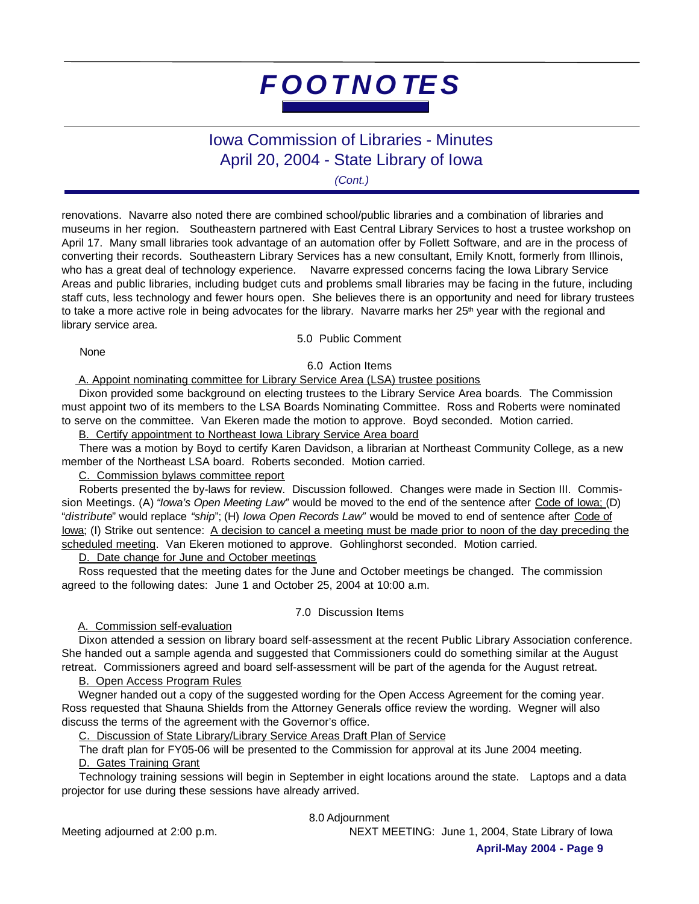## Iowa Commission of Libraries - Minutes
## April 20, 2004 - State Library of Iowa

*(Cont.)*

renovations. Navarre also noted there are combined school/public libraries and a combination of libraries and museums in her region. Southeastern partnered with East Central Library Services to host a trustee workshop on April 17. Many small libraries took advantage of an automation offer by Follett Software, and are in the process of converting their records. Southeastern Library Services has a new consultant, Emily Knott, formerly from Illinois, who has a great deal of technology experience. Navarre expressed concerns facing the Iowa Library Service Areas and public libraries, including budget cuts and problems small libraries may be facing in the future, including staff cuts, less technology and fewer hours open. She believes there is an opportunity and need for library trustees to take a more active role in being advocates for the library. Navarre marks her 25th year with the regional and library service area.

### 5.0 Public Comment

None

### 6.0 Action Items

A. Appoint nominating committee for Library Service Area (LSA) trustee positions

Dixon provided some background on electing trustees to the Library Service Area boards. The Commission must appoint two of its members to the LSA Boards Nominating Committee. Ross and Roberts were nominated to serve on the committee. Van Ekeren made the motion to approve. Boyd seconded. Motion carried.

B. Certify appointment to Northeast Iowa Library Service Area board

There was a motion by Boyd to certify Karen Davidson, a librarian at Northeast Community College, as a new member of the Northeast LSA board. Roberts seconded. Motion carried.

C. Commission bylaws committee report

Roberts presented the by-laws for review. Discussion followed. Changes were made in Section III. Commission Meetings. (A) *"Iowa's Open Meeting Law"* would be moved to the end of the sentence after Code of Iowa; (D) "*distribute*" would replace *"ship"*; (H) *Iowa Open Records Law*" would be moved to end of sentence after Code of Iowa; (I) Strike out sentence: A decision to cancel a meeting must be made prior to noon of the day preceding the scheduled meeting. Van Ekeren motioned to approve. Gohlinghorst seconded. Motion carried.

D. Date change for June and October meetings

Ross requested that the meeting dates for the June and October meetings be changed. The commission agreed to the following dates: June 1 and October 25, 2004 at 10:00 a.m.

### 7.0 Discussion Items

A. Commission self-evaluation

Dixon attended a session on library board self-assessment at the recent Public Library Association conference. She handed out a sample agenda and suggested that Commissioners could do something similar at the August retreat. Commissioners agreed and board self-assessment will be part of the agenda for the August retreat.

B. Open Access Program Rules

Wegner handed out a copy of the suggested wording for the Open Access Agreement for the coming year. Ross requested that Shauna Shields from the Attorney Generals office review the wording. Wegner will also discuss the terms of the agreement with the Governor's office.

C. Discussion of State Library/Library Service Areas Draft Plan of Service

The draft plan for FY05-06 will be presented to the Commission for approval at its June 2004 meeting.

D. Gates Training Grant

Technology training sessions will begin in September in eight locations around the state. Laptops and a data projector for use during these sessions have already arrived.

### 8.0 Adjournment

Meeting adjourned at 2:00 p.m.

NEXT MEETING: June 1, 2004, State Library of Iowa